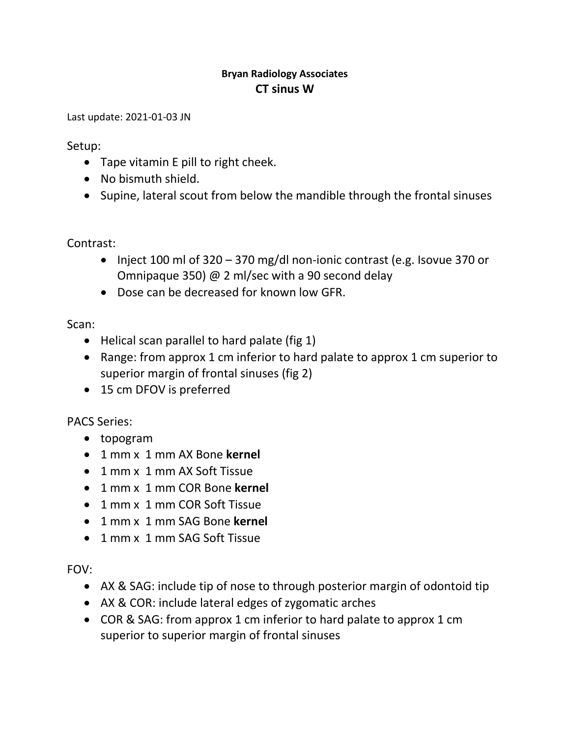**Bryan Radiology Associates**

# CT sinus W

Last update: 2021-01-03 JN

Setup:

- Tape vitamin E pill to right cheek.
- No bismuth shield.
- Supine, lateral scout from below the mandible through the frontal sinuses

Contrast:

- Inject 100 ml of 320 – 370 mg/dl non-ionic contrast (e.g. Isovue 370 or Omnipaque 350) @ 2 ml/sec with a 90 second delay
- Dose can be decreased for known low GFR.

Scan:

- Helical scan parallel to hard palate (fig 1)
- Range: from approx 1 cm inferior to hard palate to approx 1 cm superior to superior margin of frontal sinuses (fig 2)
- 15 cm DFOV is preferred

PACS Series:

- topogram
- 1 mm x 1 mm AX Bone **kernel**
- 1 mm x 1 mm AX Soft Tissue
- 1 mm x 1 mm COR Bone **kernel**
- 1 mm x 1 mm COR Soft Tissue
- 1 mm x 1 mm SAG Bone **kernel**
- 1 mm x 1 mm SAG Soft Tissue

FOV:

- AX & SAG: include tip of nose to through posterior margin of odontoid tip
- AX & COR: include lateral edges of zygomatic arches
- COR & SAG: from approx 1 cm inferior to hard palate to approx 1 cm superior to superior margin of frontal sinuses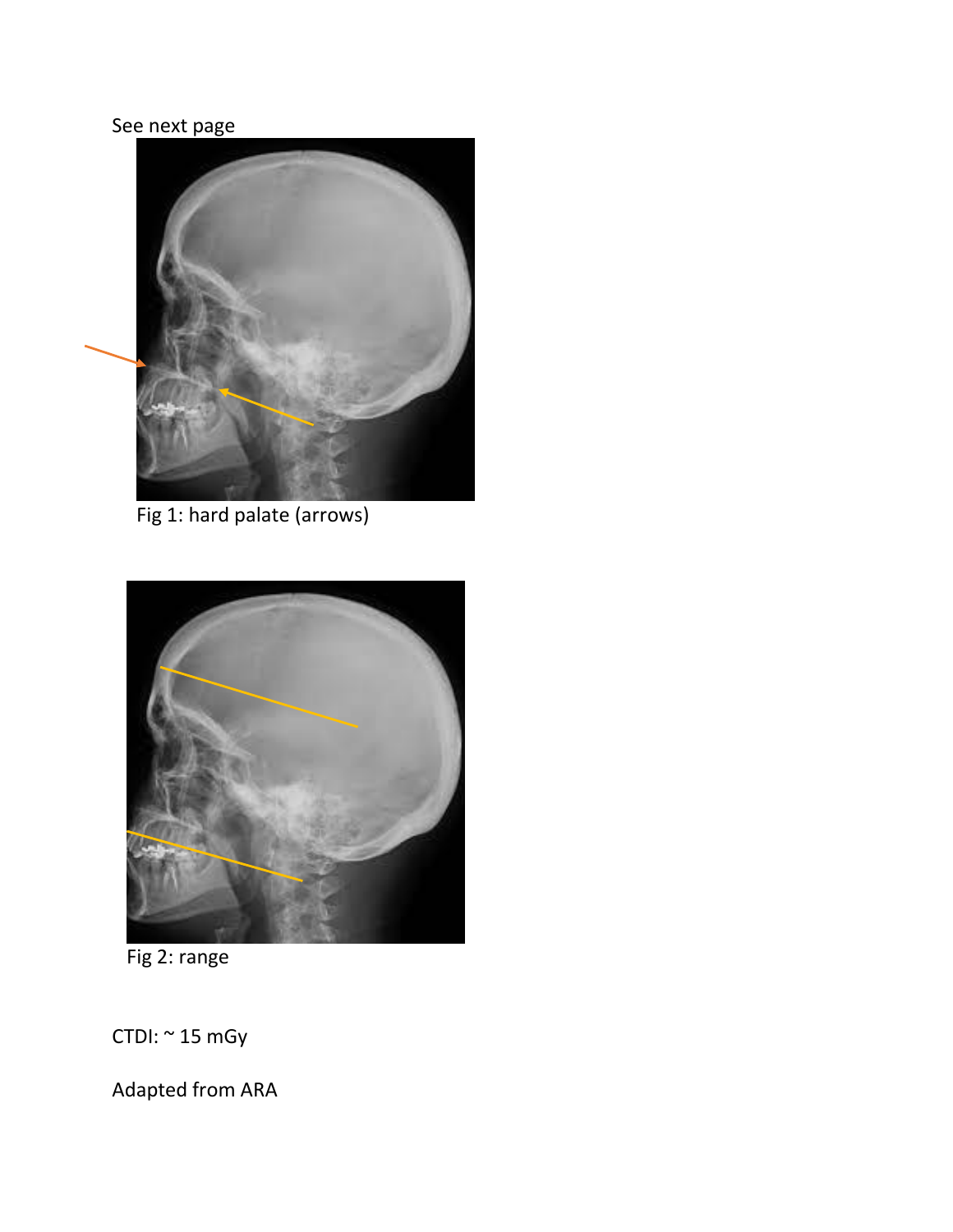See next page

Fig 1: hard palate (arrows)

Fig 2: range

CTDI: ~ 15 mGy

Adapted from ARA